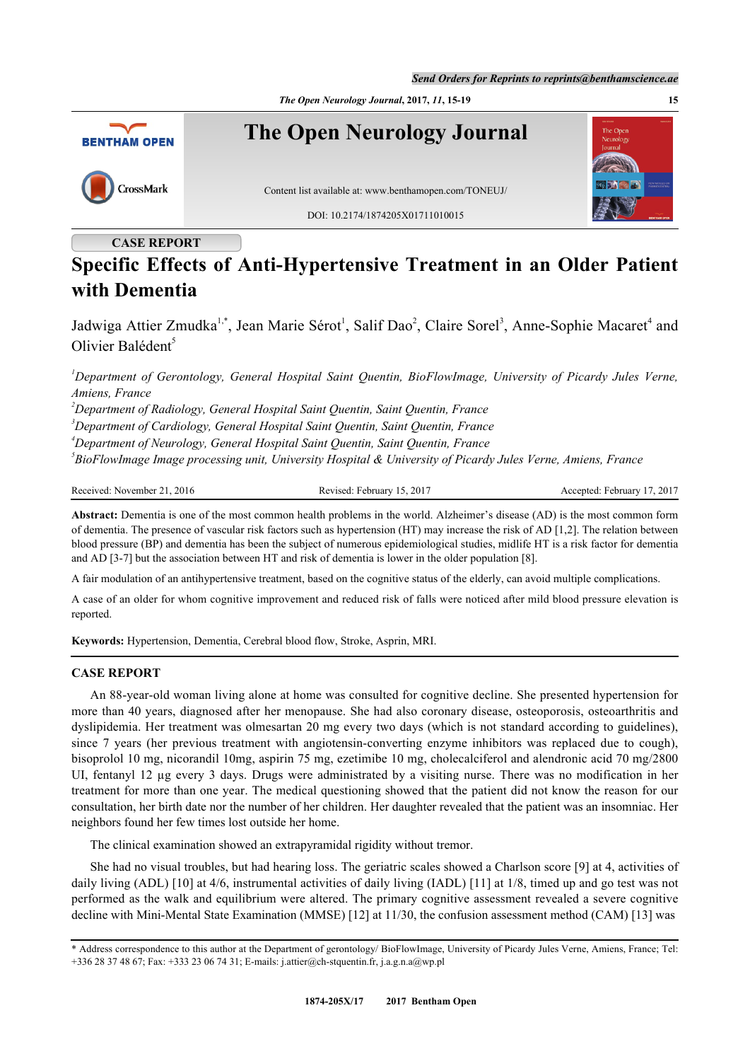CASE REPORT

# Specific Effects of Anti-Hypertensive Treatment in an Older Patient with Dementia

Jadwiga Attier Zmudka[1,*], Jean Marie Sérot[1], Salif Dao[2], Claire Sorel[3], Anne-Sophie Macaret[4] and Olivier Balédent[5]

*[1]Department of Gerontology, General Hospital Saint Quentin, BioFlowImage, University of Picardy Jules Verne, Amiens, France*
*[2]Department of Radiology, General Hospital Saint Quentin, Saint Quentin, France*
*[3]Department of Cardiology, General Hospital Saint Quentin, Saint Quentin, France*
*[4]Department of Neurology, General Hospital Saint Quentin, Saint Quentin, France*
*[5]BioFlowImage Image processing unit, University Hospital & University of Picardy Jules Verne, Amiens, France*

Received: November 21, 2016 Revised: February 15, 2017 Accepted: February 17, 2017

**Abstract:** Dementia is one of the most common health problems in the world. Alzheimer's disease (AD) is the most common form of dementia. The presence of vascular risk factors such as hypertension (HT) may increase the risk of AD [1,2]. The relation between blood pressure (BP) and dementia has been the subject of numerous epidemiological studies, midlife HT is a risk factor for dementia and AD [3-7] but the association between HT and risk of dementia is lower in the older population [8].

A fair modulation of an antihypertensive treatment, based on the cognitive status of the elderly, can avoid multiple complications.

A case of an older for whom cognitive improvement and reduced risk of falls were noticed after mild blood pressure elevation is reported.

**Keywords:** Hypertension, Dementia, Cerebral blood flow, Stroke, Asprin, MRI.

## CASE REPORT

An 88-year-old woman living alone at home was consulted for cognitive decline. She presented hypertension for more than 40 years, diagnosed after her menopause. She had also coronary disease, osteoporosis, osteoarthritis and dyslipidemia. Her treatment was olmesartan 20 mg every two days (which is not standard according to guidelines), since 7 years (her previous treatment with angiotensin-converting enzyme inhibitors was replaced due to cough), bisoprolol 10 mg, nicorandil 10mg, aspirin 75 mg, ezetimibe 10 mg, cholecalciferol and alendronic acid 70 mg/2800 UI, fentanyl 12 µg every 3 days. Drugs were administrated by a visiting nurse. There was no modification in her treatment for more than one year. The medical questioning showed that the patient did not know the reason for our consultation, her birth date nor the number of her children. Her daughter revealed that the patient was an insomniac. Her neighbors found her few times lost outside her home.

The clinical examination showed an extrapyramidal rigidity without tremor.

She had no visual troubles, but had hearing loss. The geriatric scales showed a Charlson score [9] at 4, activities of daily living (ADL) [10] at 4/6, instrumental activities of daily living (IADL) [11] at 1/8, timed up and go test was not performed as the walk and equilibrium were altered. The primary cognitive assessment revealed a severe cognitive decline with Mini-Mental State Examination (MMSE) [12] at 11/30, the confusion assessment method (CAM) [13] was

\* Address correspondence to this author at the Department of gerontology/ BioFlowImage, University of Picardy Jules Verne, Amiens, France; Tel: +336 28 37 48 67; Fax: +333 23 06 74 31; E-mails: j.attier@ch-stquentin.fr, j.a.g.n.a@wp.pl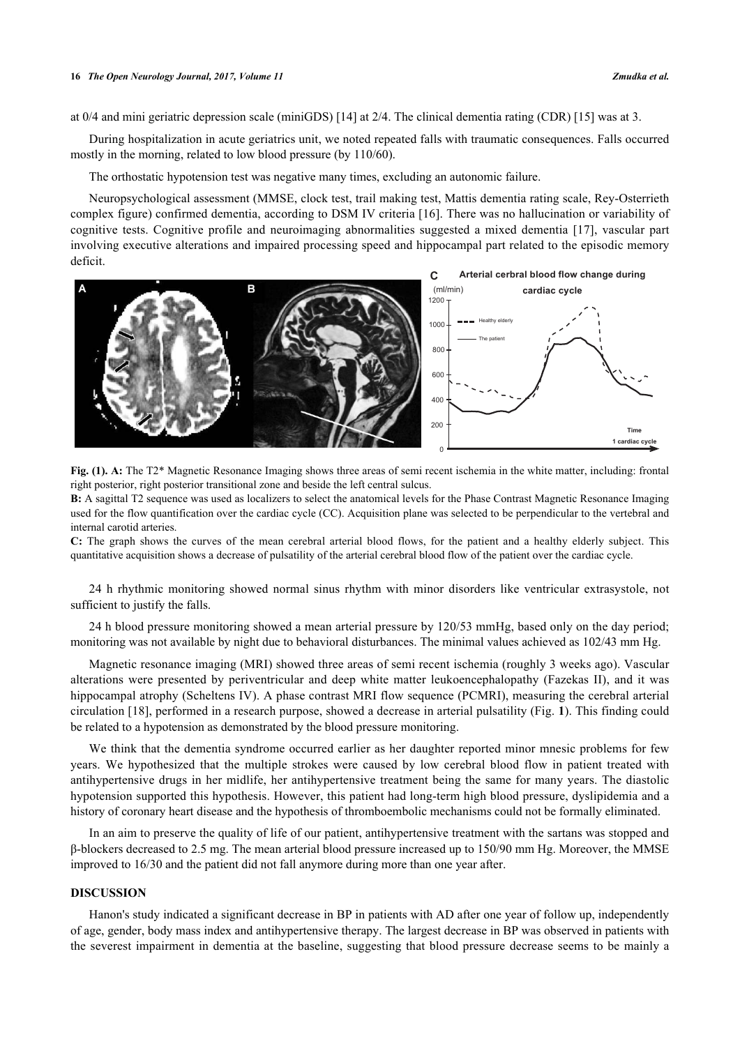at 0/4 and mini geriatric depression scale (miniGDS) [14] at 2/4. The clinical dementia rating (CDR) [15] was at 3.

During hospitalization in acute geriatrics unit, we noted repeated falls with traumatic consequences. Falls occurred mostly in the morning, related to low blood pressure (by 110/60).

The orthostatic hypotension test was negative many times, excluding an autonomic failure.

Neuropsychological assessment (MMSE, clock test, trail making test, Mattis dementia rating scale, Rey-Osterrieth complex figure) confirmed dementia, according to DSM IV criteria [16]. There was no hallucination or variability of cognitive tests. Cognitive profile and neuroimaging abnormalities suggested a mixed dementia [17], vascular part involving executive alterations and impaired processing speed and hippocampal part related to the episodic memory deficit.

**Fig. (1). A:** The T2* Magnetic Resonance Imaging shows three areas of semi recent ischemia in the white matter, including: frontal right posterior, right posterior transitional zone and beside the left central sulcus.
**B:** A sagittal T2 sequence was used as localizers to select the anatomical levels for the Phase Contrast Magnetic Resonance Imaging used for the flow quantification over the cardiac cycle (CC). Acquisition plane was selected to be perpendicular to the vertebral and internal carotid arteries.
**C:** The graph shows the curves of the mean cerebral arterial blood flows, for the patient and a healthy elderly subject. This quantitative acquisition shows a decrease of pulsatility of the arterial cerebral blood flow of the patient over the cardiac cycle.

24 h rhythmic monitoring showed normal sinus rhythm with minor disorders like ventricular extrasystole, not sufficient to justify the falls.

24 h blood pressure monitoring showed a mean arterial pressure by 120/53 mmHg, based only on the day period; monitoring was not available by night due to behavioral disturbances. The minimal values achieved as 102/43 mm Hg.

Magnetic resonance imaging (MRI) showed three areas of semi recent ischemia (roughly 3 weeks ago). Vascular alterations were presented by periventricular and deep white matter leukoencephalopathy (Fazekas II), and it was hippocampal atrophy (Scheltens IV). A phase contrast MRI flow sequence (PCMRI), measuring the cerebral arterial circulation [18], performed in a research purpose, showed a decrease in arterial pulsatility (Fig. **1**). This finding could be related to a hypotension as demonstrated by the blood pressure monitoring.

We think that the dementia syndrome occurred earlier as her daughter reported minor mnesic problems for few years. We hypothesized that the multiple strokes were caused by low cerebral blood flow in patient treated with antihypertensive drugs in her midlife, her antihypertensive treatment being the same for many years. The diastolic hypotension supported this hypothesis. However, this patient had long-term high blood pressure, dyslipidemia and a history of coronary heart disease and the hypothesis of thromboembolic mechanisms could not be formally eliminated.

In an aim to preserve the quality of life of our patient, antihypertensive treatment with the sartans was stopped and β-blockers decreased to 2.5 mg. The mean arterial blood pressure increased up to 150/90 mm Hg. Moreover, the MMSE improved to 16/30 and the patient did not fall anymore during more than one year after.

## DISCUSSION

Hanon's study indicated a significant decrease in BP in patients with AD after one year of follow up, independently of age, gender, body mass index and antihypertensive therapy. The largest decrease in BP was observed in patients with the severest impairment in dementia at the baseline, suggesting that blood pressure decrease seems to be mainly a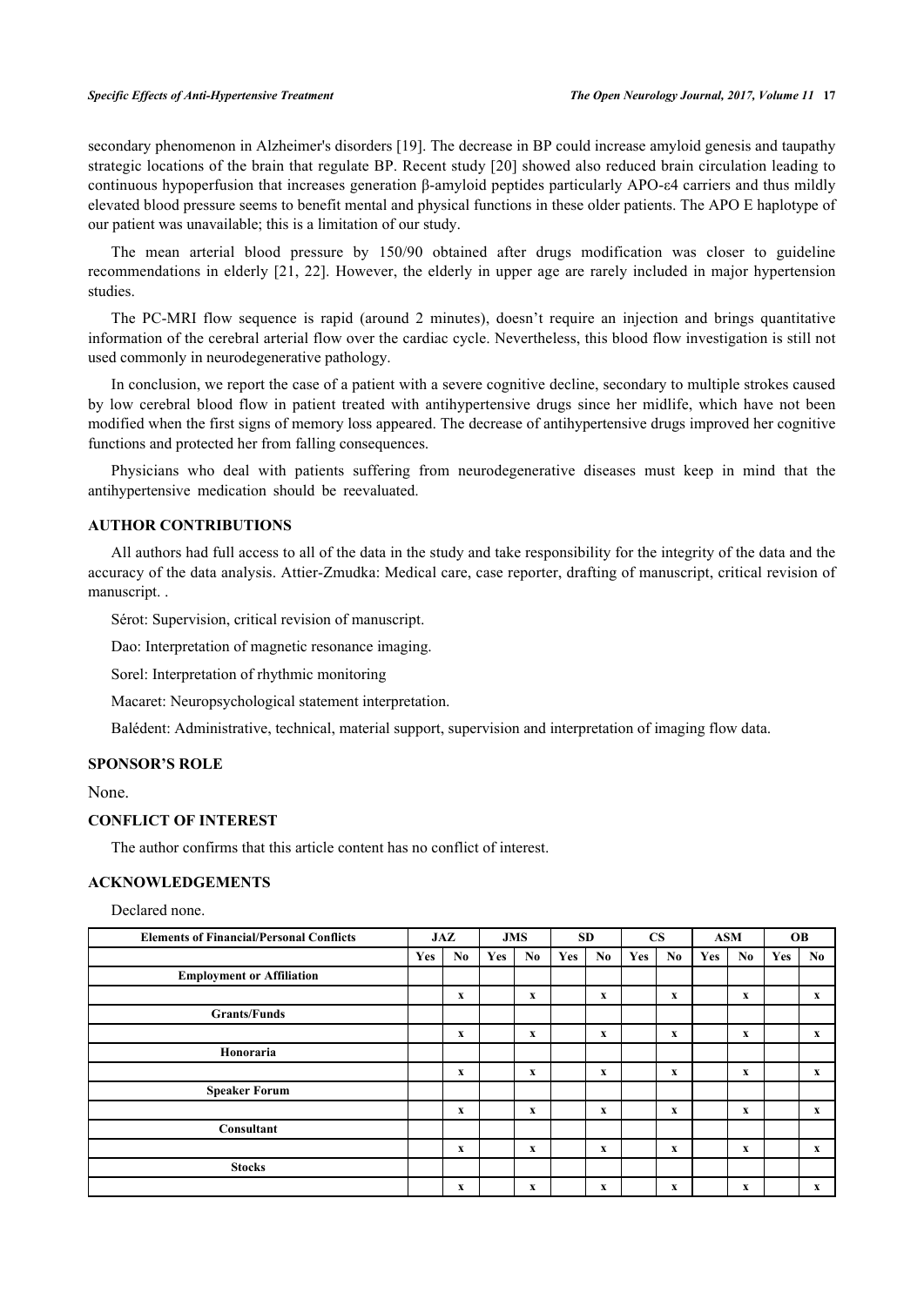secondary phenomenon in Alzheimer's disorders [19]. The decrease in BP could increase amyloid genesis and taupathy strategic locations of the brain that regulate BP. Recent study [20] showed also reduced brain circulation leading to continuous hypoperfusion that increases generation β-amyloid peptides particularly APO-ε4 carriers and thus mildly elevated blood pressure seems to benefit mental and physical functions in these older patients. The APO E haplotype of our patient was unavailable; this is a limitation of our study.

The mean arterial blood pressure by 150/90 obtained after drugs modification was closer to guideline recommendations in elderly [21, 22]. However, the elderly in upper age are rarely included in major hypertension studies.

The PC-MRI flow sequence is rapid (around 2 minutes), doesn't require an injection and brings quantitative information of the cerebral arterial flow over the cardiac cycle. Nevertheless, this blood flow investigation is still not used commonly in neurodegenerative pathology.

In conclusion, we report the case of a patient with a severe cognitive decline, secondary to multiple strokes caused by low cerebral blood flow in patient treated with antihypertensive drugs since her midlife, which have not been modified when the first signs of memory loss appeared. The decrease of antihypertensive drugs improved her cognitive functions and protected her from falling consequences.

Physicians who deal with patients suffering from neurodegenerative diseases must keep in mind that the antihypertensive medication should be reevaluated.

## AUTHOR CONTRIBUTIONS

All authors had full access to all of the data in the study and take responsibility for the integrity of the data and the accuracy of the data analysis. Attier-Zmudka: Medical care, case reporter, drafting of manuscript, critical revision of manuscript. .

Sérot: Supervision, critical revision of manuscript.

Dao: Interpretation of magnetic resonance imaging.

Sorel: Interpretation of rhythmic monitoring

Macaret: Neuropsychological statement interpretation.

Balédent: Administrative, technical, material support, supervision and interpretation of imaging flow data.

## SPONSOR'S ROLE

None.

## CONFLICT OF INTEREST

The author confirms that this article content has no conflict of interest.

## ACKNOWLEDGEMENTS

Declared none.

| Elements of Financial/Personal Conflicts | JAZ | | JMS | | SD | | CS | | ASM | | OB | |
|---|---|---|---|---|---|---|---|---|---|---|---|---|
| | Yes | No | Yes | No | Yes | No | Yes | No | Yes | No | Yes | No |
| **Employment or Affiliation** | | | | | | | | | | | | |
| | | x | | x | | x | | x | | x | | x |
| **Grants/Funds** | | | | | | | | | | | | |
| | | x | | x | | x | | x | | x | | x |
| **Honoraria** | | | | | | | | | | | | |
| | | x | | x | | x | | x | | x | | x |
| **Speaker Forum** | | | | | | | | | | | | |
| | | x | | x | | x | | x | | x | | x |
| **Consultant** | | | | | | | | | | | | |
| | | x | | x | | x | | x | | x | | x |
| **Stocks** | | | | | | | | | | | | |
| | | x | | x | | x | | x | | x | | x |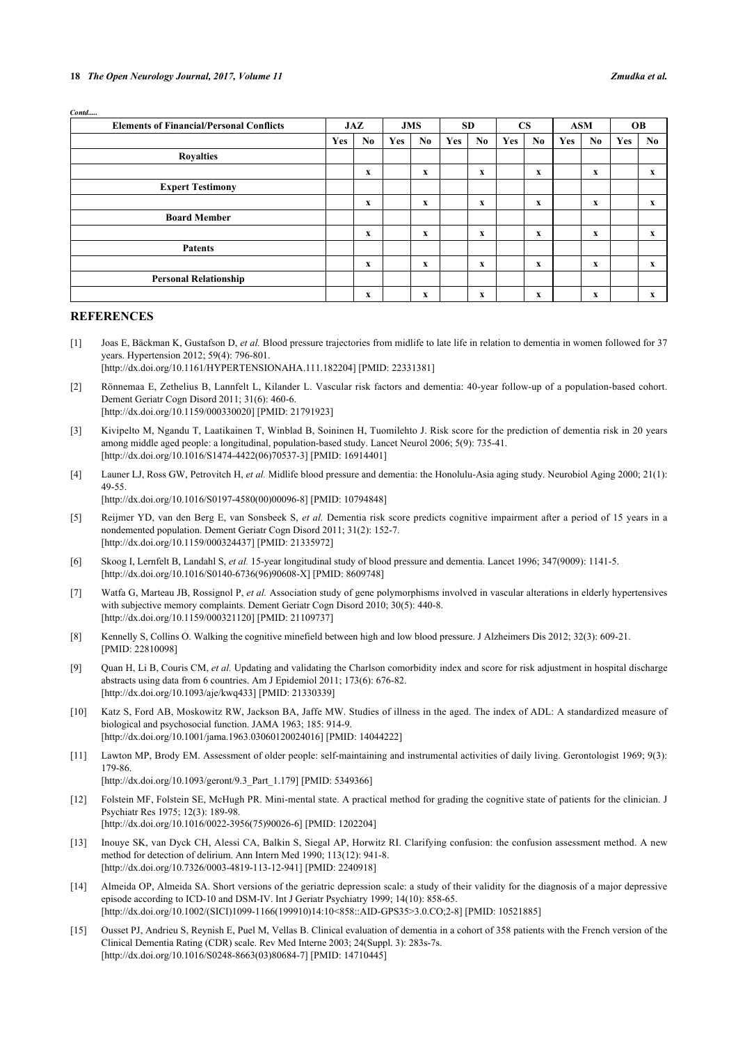*Contd.....*

| Elements of Financial/Personal Conflicts | JAZ | | JMS | | SD | | CS | | ASM | | OB | |
|---|---|---|---|---|---|---|---|---|---|---|---|---|
| | Yes | No | Yes | No | Yes | No | Yes | No | Yes | No | Yes | No |
| **Royalties** | | | | | | | | | | | | |
| | | x | | x | | x | | x | | x | | x |
| **Expert Testimony** | | | | | | | | | | | | |
| | | x | | x | | x | | x | | x | | x |
| **Board Member** | | | | | | | | | | | | |
| | | x | | x | | x | | x | | x | | x |
| **Patents** | | | | | | | | | | | | |
| | | x | | x | | x | | x | | x | | x |
| **Personal Relationship** | | | | | | | | | | | | |
| | | x | | x | | x | | x | | x | | x |

## REFERENCES

[1] Joas E, Bäckman K, Gustafson D, *et al.* Blood pressure trajectories from midlife to late life in relation to dementia in women followed for 37 years. Hypertension 2012; 59(4): 796-801.
[http://dx.doi.org/10.1161/HYPERTENSIONAHA.111.182204] [PMID: 22331381]

[2] Rönnemaa E, Zethelius B, Lannfelt L, Kilander L. Vascular risk factors and dementia: 40-year follow-up of a population-based cohort. Dement Geriatr Cogn Disord 2011; 31(6): 460-6.
[http://dx.doi.org/10.1159/000330020] [PMID: 21791923]

[3] Kivipelto M, Ngandu T, Laatikainen T, Winblad B, Soininen H, Tuomilehto J. Risk score for the prediction of dementia risk in 20 years among middle aged people: a longitudinal, population-based study. Lancet Neurol 2006; 5(9): 735-41.
[http://dx.doi.org/10.1016/S1474-4422(06)70537-3] [PMID: 16914401]

[4] Launer LJ, Ross GW, Petrovitch H, *et al.* Midlife blood pressure and dementia: the Honolulu-Asia aging study. Neurobiol Aging 2000; 21(1): 49-55.
[http://dx.doi.org/10.1016/S0197-4580(00)00096-8] [PMID: 10794848]

[5] Reijmer YD, van den Berg E, van Sonsbeek S, *et al.* Dementia risk score predicts cognitive impairment after a period of 15 years in a nondemented population. Dement Geriatr Cogn Disord 2011; 31(2): 152-7.
[http://dx.doi.org/10.1159/000324437] [PMID: 21335972]

[6] Skoog I, Lernfelt B, Landahl S, *et al.* 15-year longitudinal study of blood pressure and dementia. Lancet 1996; 347(9009): 1141-5.
[http://dx.doi.org/10.1016/S0140-6736(96)90608-X] [PMID: 8609748]

[7] Watfa G, Marteau JB, Rossignol P, *et al.* Association study of gene polymorphisms involved in vascular alterations in elderly hypertensives with subjective memory complaints. Dement Geriatr Cogn Disord 2010; 30(5): 440-8.
[http://dx.doi.org/10.1159/000321120] [PMID: 21109737]

[8] Kennelly S, Collins O. Walking the cognitive minefield between high and low blood pressure. J Alzheimers Dis 2012; 32(3): 609-21.
[PMID: 22810098]

[9] Quan H, Li B, Couris CM, *et al.* Updating and validating the Charlson comorbidity index and score for risk adjustment in hospital discharge abstracts using data from 6 countries. Am J Epidemiol 2011; 173(6): 676-82.
[http://dx.doi.org/10.1093/aje/kwq433] [PMID: 21330339]

[10] Katz S, Ford AB, Moskowitz RW, Jackson BA, Jaffe MW. Studies of illness in the aged. The index of ADL: A standardized measure of biological and psychosocial function. JAMA 1963; 185: 914-9.
[http://dx.doi.org/10.1001/jama.1963.03060120024016] [PMID: 14044222]

[11] Lawton MP, Brody EM. Assessment of older people: self-maintaining and instrumental activities of daily living. Gerontologist 1969; 9(3): 179-86.
[http://dx.doi.org/10.1093/geront/9.3_Part_1.179] [PMID: 5349366]

[12] Folstein MF, Folstein SE, McHugh PR. Mini-mental state. A practical method for grading the cognitive state of patients for the clinician. J Psychiatr Res 1975; 12(3): 189-98.
[http://dx.doi.org/10.1016/0022-3956(75)90026-6] [PMID: 1202204]

[13] Inouye SK, van Dyck CH, Alessi CA, Balkin S, Siegal AP, Horwitz RI. Clarifying confusion: the confusion assessment method. A new method for detection of delirium. Ann Intern Med 1990; 113(12): 941-8.
[http://dx.doi.org/10.7326/0003-4819-113-12-941] [PMID: 2240918]

[14] Almeida OP, Almeida SA. Short versions of the geriatric depression scale: a study of their validity for the diagnosis of a major depressive episode according to ICD-10 and DSM-IV. Int J Geriatr Psychiatry 1999; 14(10): 858-65.
[http://dx.doi.org/10.1002/(SICI)1099-1166(199910)14:10<858::AID-GPS35>3.0.CO;2-8] [PMID: 10521885]

[15] Ousset PJ, Andrieu S, Reynish E, Puel M, Vellas B. Clinical evaluation of dementia in a cohort of 358 patients with the French version of the Clinical Dementia Rating (CDR) scale. Rev Med Interne 2003; 24(Suppl. 3): 283s-7s.
[http://dx.doi.org/10.1016/S0248-8663(03)80684-7] [PMID: 14710445]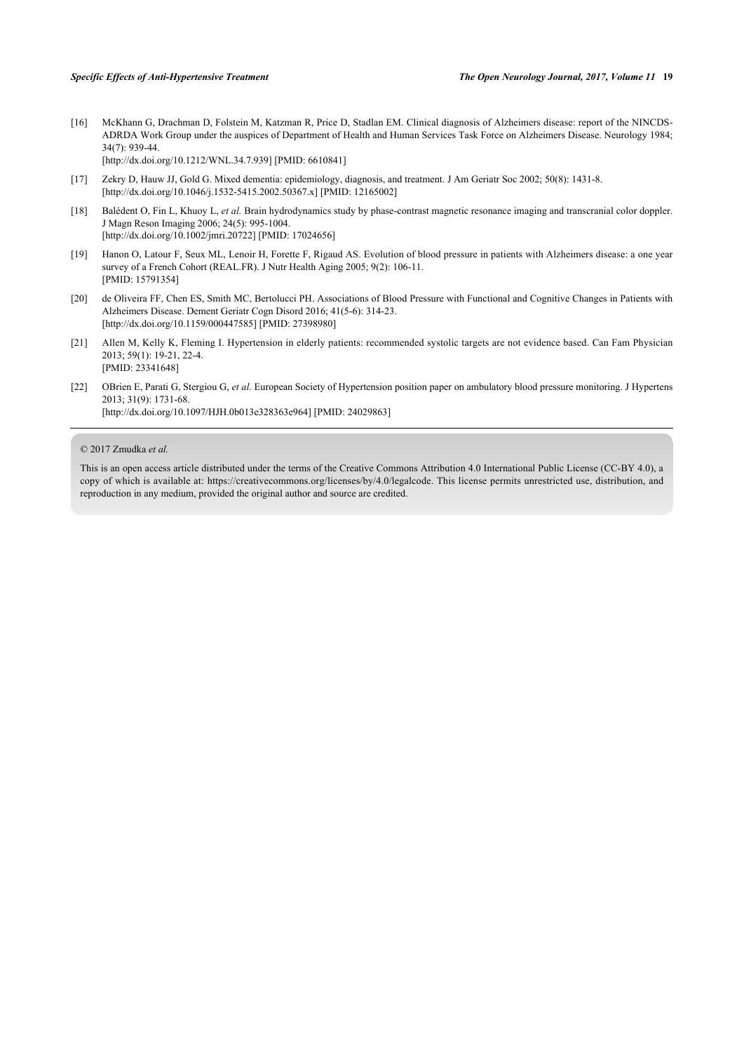[16] McKhann G, Drachman D, Folstein M, Katzman R, Price D, Stadlan EM. Clinical diagnosis of Alzheimers disease: report of the NINCDS-ADRDA Work Group under the auspices of Department of Health and Human Services Task Force on Alzheimers Disease. Neurology 1984; 34(7): 939-44.
[http://dx.doi.org/10.1212/WNL.34.7.939] [PMID: 6610841]

[17] Zekry D, Hauw JJ, Gold G. Mixed dementia: epidemiology, diagnosis, and treatment. J Am Geriatr Soc 2002; 50(8): 1431-8.
[http://dx.doi.org/10.1046/j.1532-5415.2002.50367.x] [PMID: 12165002]

[18] Balédent O, Fin L, Khuoy L, *et al.* Brain hydrodynamics study by phase-contrast magnetic resonance imaging and transcranial color doppler. J Magn Reson Imaging 2006; 24(5): 995-1004.
[http://dx.doi.org/10.1002/jmri.20722] [PMID: 17024656]

[19] Hanon O, Latour F, Seux ML, Lenoir H, Forette F, Rigaud AS. Evolution of blood pressure in patients with Alzheimers disease: a one year survey of a French Cohort (REAL.FR). J Nutr Health Aging 2005; 9(2): 106-11.
[PMID: 15791354]

[20] de Oliveira FF, Chen ES, Smith MC, Bertolucci PH. Associations of Blood Pressure with Functional and Cognitive Changes in Patients with Alzheimers Disease. Dement Geriatr Cogn Disord 2016; 41(5-6): 314-23.
[http://dx.doi.org/10.1159/000447585] [PMID: 27398980]

[21] Allen M, Kelly K, Fleming I. Hypertension in elderly patients: recommended systolic targets are not evidence based. Can Fam Physician 2013; 59(1): 19-21, 22-4.
[PMID: 23341648]

[22] OBrien E, Parati G, Stergiou G, *et al.* European Society of Hypertension position paper on ambulatory blood pressure monitoring. J Hypertens 2013; 31(9): 1731-68.
[http://dx.doi.org/10.1097/HJH.0b013e328363e964] [PMID: 24029863]

© 2017 Zmudka *et al.*

This is an open access article distributed under the terms of the Creative Commons Attribution 4.0 International Public License (CC-BY 4.0), a copy of which is available at: https://creativecommons.org/licenses/by/4.0/legalcode. This license permits unrestricted use, distribution, and reproduction in any medium, provided the original author and source are credited.